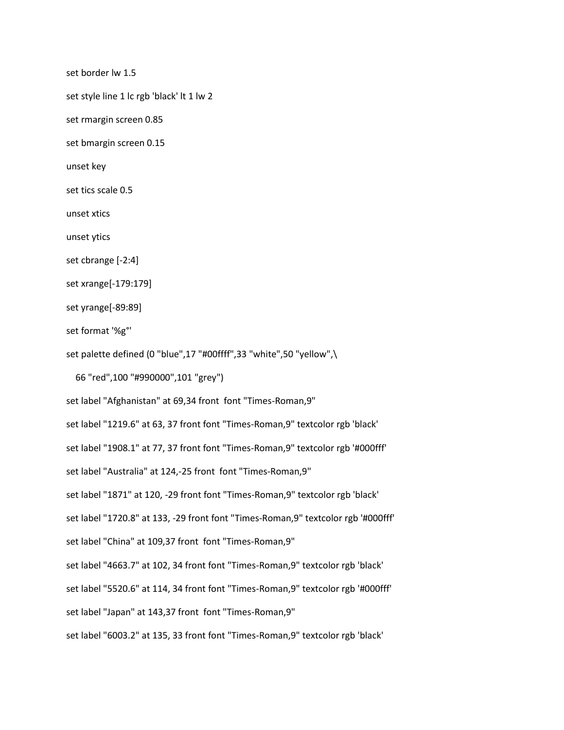```
set border lw 1.5

set style line 1 lc rgb 'black' lt 1 lw 2

set rmargin screen 0.85

set bmargin screen 0.15

unset key

set tics scale 0.5

unset xtics

unset ytics

set cbrange [-2:4]

set xrange[-179:179]

set yrange[-89:89]

set format '%g°'

set palette defined (0 "blue",17 "#00ffff",33 "white",50 "yellow",\
   66 "red",100 "#990000",101 "grey")

set label "Afghanistan" at 69,34 front  font "Times-Roman,9"

set label "1219.6" at 63, 37 front font "Times-Roman,9" textcolor rgb 'black'

set label "1908.1" at 77, 37 front font "Times-Roman,9" textcolor rgb '#000fff'

set label "Australia" at 124,-25 front  font "Times-Roman,9"

set label "1871" at 120, -29 front font "Times-Roman,9" textcolor rgb 'black'

set label "1720.8" at 133, -29 front font "Times-Roman,9" textcolor rgb '#000fff'

set label "China" at 109,37 front  font "Times-Roman,9"

set label "4663.7" at 102, 34 front font "Times-Roman,9" textcolor rgb 'black'

set label "5520.6" at 114, 34 front font "Times-Roman,9" textcolor rgb '#000fff'

set label "Japan" at 143,37 front  font "Times-Roman,9"

set label "6003.2" at 135, 33 front font "Times-Roman,9" textcolor rgb 'black'
```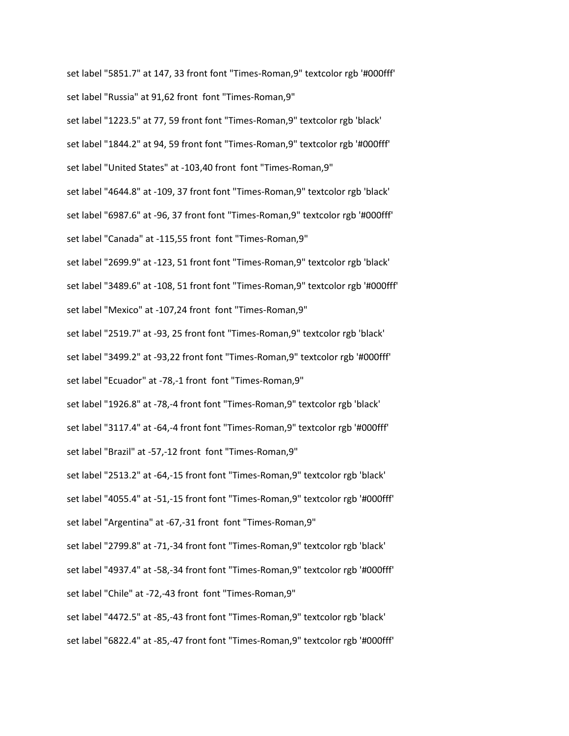set label "5851.7" at 147, 33 front font "Times-Roman,9" textcolor rgb '#000fff'

set label "Russia" at 91,62 front  font "Times-Roman,9"

set label "1223.5" at 77, 59 front font "Times-Roman,9" textcolor rgb 'black'

set label "1844.2" at 94, 59 front font "Times-Roman,9" textcolor rgb '#000fff'

set label "United States" at -103,40 front  font "Times-Roman,9"

set label "4644.8" at -109, 37 front font "Times-Roman,9" textcolor rgb 'black'

set label "6987.6" at -96, 37 front font "Times-Roman,9" textcolor rgb '#000fff'

set label "Canada" at -115,55 front  font "Times-Roman,9"

set label "2699.9" at -123, 51 front font "Times-Roman,9" textcolor rgb 'black'

set label "3489.6" at -108, 51 front font "Times-Roman,9" textcolor rgb '#000fff'

set label "Mexico" at -107,24 front  font "Times-Roman,9"

set label "2519.7" at -93, 25 front font "Times-Roman,9" textcolor rgb 'black'

set label "3499.2" at -93,22 front font "Times-Roman,9" textcolor rgb '#000fff'

set label "Ecuador" at -78,-1 front  font "Times-Roman,9"

set label "1926.8" at -78,-4 front font "Times-Roman,9" textcolor rgb 'black'

set label "3117.4" at -64,-4 front font "Times-Roman,9" textcolor rgb '#000fff'

set label "Brazil" at -57,-12 front  font "Times-Roman,9"

set label "2513.2" at -64,-15 front font "Times-Roman,9" textcolor rgb 'black'

set label "4055.4" at -51,-15 front font "Times-Roman,9" textcolor rgb '#000fff'

set label "Argentina" at -67,-31 front  font "Times-Roman,9"

set label "2799.8" at -71,-34 front font "Times-Roman,9" textcolor rgb 'black'

set label "4937.4" at -58,-34 front font "Times-Roman,9" textcolor rgb '#000fff'

set label "Chile" at -72,-43 front  font "Times-Roman,9"

set label "4472.5" at -85,-43 front font "Times-Roman,9" textcolor rgb 'black'

set label "6822.4" at -85,-47 front font "Times-Roman,9" textcolor rgb '#000fff'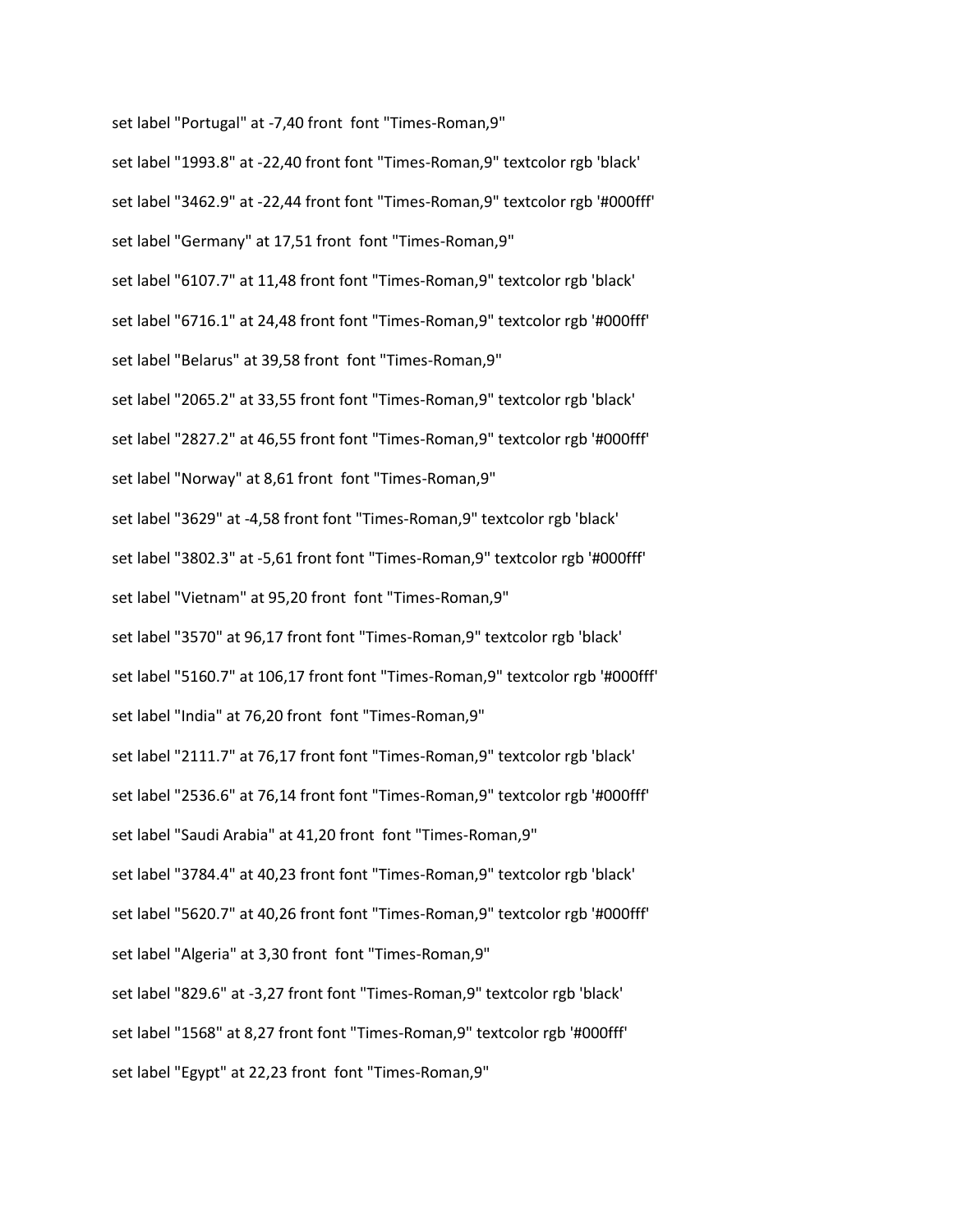```
set label "Portugal" at -7,40 front  font "Times-Roman,9"

set label "1993.8" at -22,40 front font "Times-Roman,9" textcolor rgb 'black'

set label "3462.9" at -22,44 front font "Times-Roman,9" textcolor rgb '#000fff'

set label "Germany" at 17,51 front  font "Times-Roman,9"

set label "6107.7" at 11,48 front font "Times-Roman,9" textcolor rgb 'black'

set label "6716.1" at 24,48 front font "Times-Roman,9" textcolor rgb '#000fff'

set label "Belarus" at 39,58 front  font "Times-Roman,9"

set label "2065.2" at 33,55 front font "Times-Roman,9" textcolor rgb 'black'

set label "2827.2" at 46,55 front font "Times-Roman,9" textcolor rgb '#000fff'

set label "Norway" at 8,61 front  font "Times-Roman,9"

set label "3629" at -4,58 front font "Times-Roman,9" textcolor rgb 'black'

set label "3802.3" at -5,61 front font "Times-Roman,9" textcolor rgb '#000fff'

set label "Vietnam" at 95,20 front  font "Times-Roman,9"

set label "3570" at 96,17 front font "Times-Roman,9" textcolor rgb 'black'

set label "5160.7" at 106,17 front font "Times-Roman,9" textcolor rgb '#000fff'

set label "India" at 76,20 front  font "Times-Roman,9"

set label "2111.7" at 76,17 front font "Times-Roman,9" textcolor rgb 'black'

set label "2536.6" at 76,14 front font "Times-Roman,9" textcolor rgb '#000fff'

set label "Saudi Arabia" at 41,20 front  font "Times-Roman,9"

set label "3784.4" at 40,23 front font "Times-Roman,9" textcolor rgb 'black'

set label "5620.7" at 40,26 front font "Times-Roman,9" textcolor rgb '#000fff'

set label "Algeria" at 3,30 front  font "Times-Roman,9"

set label "829.6" at -3,27 front font "Times-Roman,9" textcolor rgb 'black'

set label "1568" at 8,27 front font "Times-Roman,9" textcolor rgb '#000fff'

set label "Egypt" at 22,23 front  font "Times-Roman,9"
```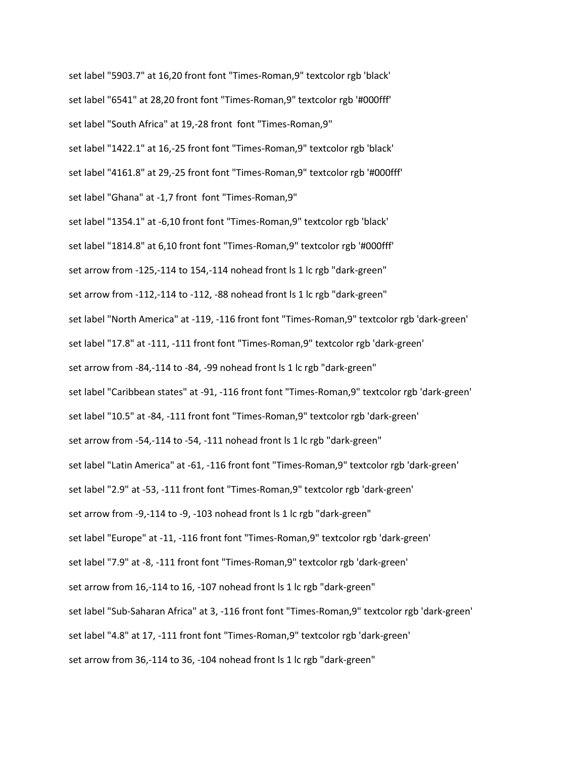```
set label "5903.7" at 16,20 front font "Times-Roman,9" textcolor rgb 'black'
set label "6541" at 28,20 front font "Times-Roman,9" textcolor rgb '#000fff'
set label "South Africa" at 19,-28 front  font "Times-Roman,9"
set label "1422.1" at 16,-25 front font "Times-Roman,9" textcolor rgb 'black'
set label "4161.8" at 29,-25 front font "Times-Roman,9" textcolor rgb '#000fff'
set label "Ghana" at -1,7 front  font "Times-Roman,9"
set label "1354.1" at -6,10 front font "Times-Roman,9" textcolor rgb 'black'
set label "1814.8" at 6,10 front font "Times-Roman,9" textcolor rgb '#000fff'
set arrow from -125,-114 to 154,-114 nohead front ls 1 lc rgb "dark-green"
set arrow from -112,-114 to -112, -88 nohead front ls 1 lc rgb "dark-green"
set label "North America" at -119, -116 front font "Times-Roman,9" textcolor rgb 'dark-green'
set label "17.8" at -111, -111 front font "Times-Roman,9" textcolor rgb 'dark-green'
set arrow from -84,-114 to -84, -99 nohead front ls 1 lc rgb "dark-green"
set label "Caribbean states" at -91, -116 front font "Times-Roman,9" textcolor rgb 'dark-green'
set label "10.5" at -84, -111 front font "Times-Roman,9" textcolor rgb 'dark-green'
set arrow from -54,-114 to -54, -111 nohead front ls 1 lc rgb "dark-green"
set label "Latin America" at -61, -116 front font "Times-Roman,9" textcolor rgb 'dark-green'
set label "2.9" at -53, -111 front font "Times-Roman,9" textcolor rgb 'dark-green'
set arrow from -9,-114 to -9, -103 nohead front ls 1 lc rgb "dark-green"
set label "Europe" at -11, -116 front font "Times-Roman,9" textcolor rgb 'dark-green'
set label "7.9" at -8, -111 front font "Times-Roman,9" textcolor rgb 'dark-green'
set arrow from 16,-114 to 16, -107 nohead front ls 1 lc rgb "dark-green"
set label "Sub-Saharan Africa" at 3, -116 front font "Times-Roman,9" textcolor rgb 'dark-green'
set label "4.8" at 17, -111 front font "Times-Roman,9" textcolor rgb 'dark-green'
set arrow from 36,-114 to 36, -104 nohead front ls 1 lc rgb "dark-green"
```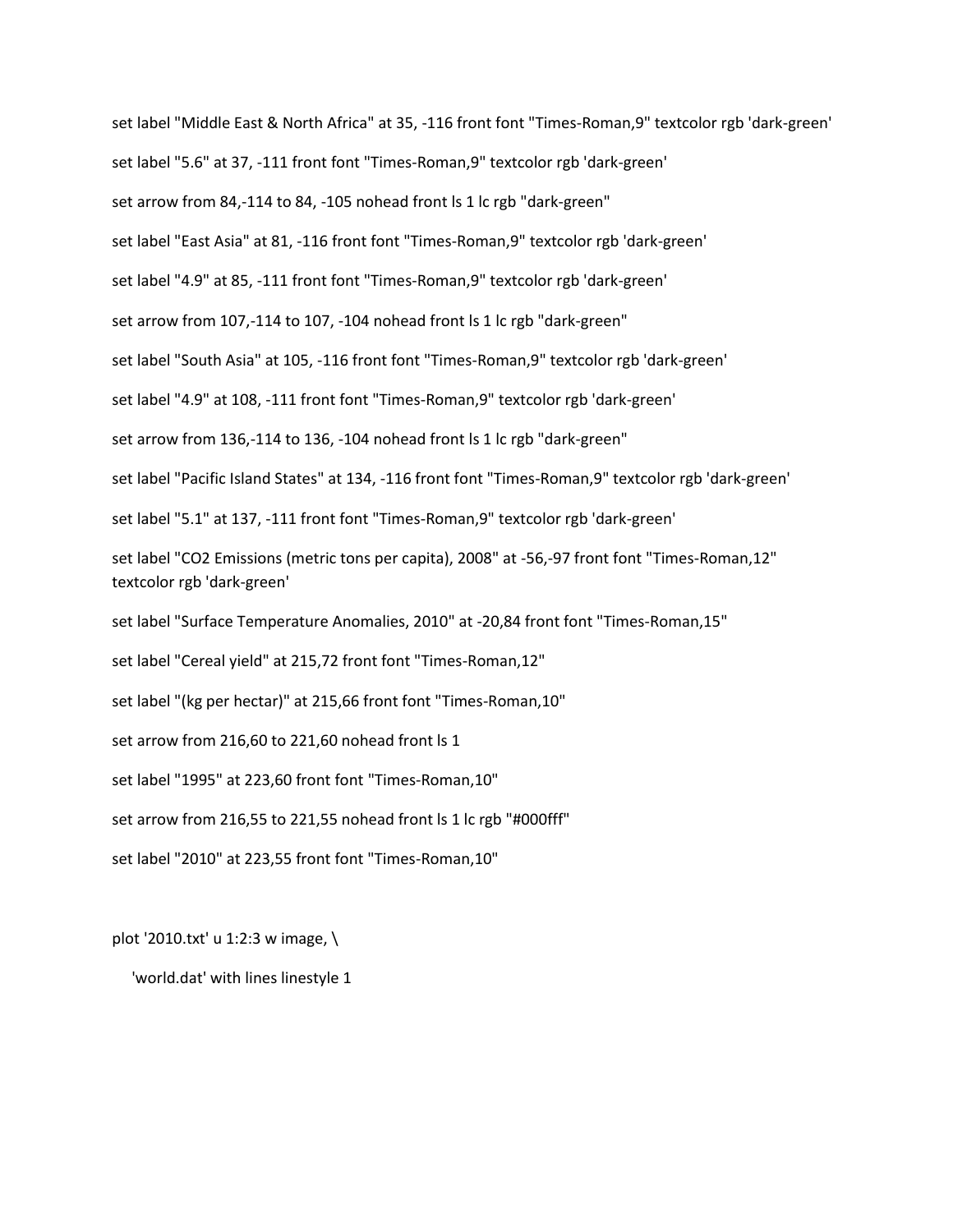```
set label "Middle East & North Africa" at 35, -116 front font "Times-Roman,9" textcolor rgb 'dark-green'

set label "5.6" at 37, -111 front font "Times-Roman,9" textcolor rgb 'dark-green'

set arrow from 84,-114 to 84, -105 nohead front ls 1 lc rgb "dark-green"

set label "East Asia" at 81, -116 front font "Times-Roman,9" textcolor rgb 'dark-green'

set label "4.9" at 85, -111 front font "Times-Roman,9" textcolor rgb 'dark-green'

set arrow from 107,-114 to 107, -104 nohead front ls 1 lc rgb "dark-green"

set label "South Asia" at 105, -116 front font "Times-Roman,9" textcolor rgb 'dark-green'

set label "4.9" at 108, -111 front font "Times-Roman,9" textcolor rgb 'dark-green'

set arrow from 136,-114 to 136, -104 nohead front ls 1 lc rgb "dark-green"

set label "Pacific Island States" at 134, -116 front font "Times-Roman,9" textcolor rgb 'dark-green'

set label "5.1" at 137, -111 front font "Times-Roman,9" textcolor rgb 'dark-green'

set label "CO2 Emissions (metric tons per capita), 2008" at -56,-97 front font "Times-Roman,12" textcolor rgb 'dark-green'

set label "Surface Temperature Anomalies, 2010" at -20,84 front font "Times-Roman,15"

set label "Cereal yield" at 215,72 front font "Times-Roman,12"

set label "(kg per hectar)" at 215,66 front font "Times-Roman,10"

set arrow from 216,60 to 221,60 nohead front ls 1

set label "1995" at 223,60 front font "Times-Roman,10"

set arrow from 216,55 to 221,55 nohead front ls 1 lc rgb "#000fff"

set label "2010" at 223,55 front font "Times-Roman,10"


plot '2010.txt' u 1:2:3 w image, \

    'world.dat' with lines linestyle 1
```